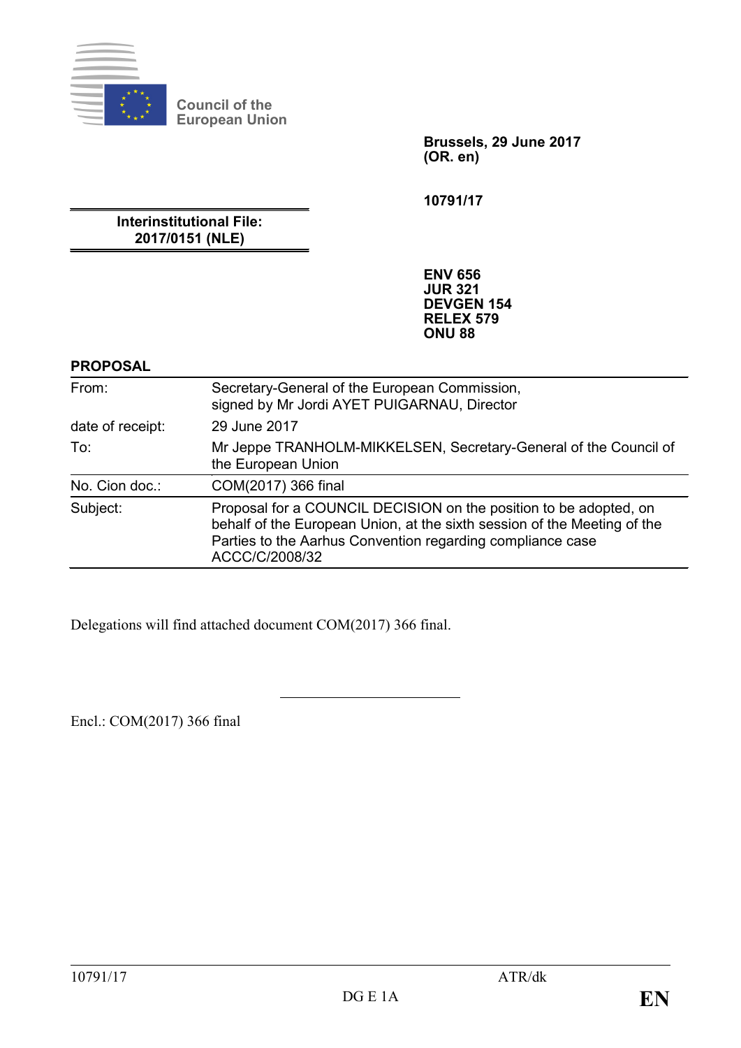Council of the European Union

**Brussels, 29 June 2017**
**(OR. en)**

**10791/17**

**Interinstitutional File:**
**2017/0151 (NLE)**

**ENV 656**
**JUR 321**
**DEVGEN 154**
**RELEX 579**
**ONU 88**

**PROPOSAL**

| | |
|---|---|
| From: | Secretary-General of the European Commission, signed by Mr Jordi AYET PUIGARNAU, Director |
| date of receipt: | 29 June 2017 |
| To: | Mr Jeppe TRANHOLM-MIKKELSEN, Secretary-General of the Council of the European Union |
| No. Cion doc.: | COM(2017) 366 final |
| Subject: | Proposal for a COUNCIL DECISION on the position to be adopted, on behalf of the European Union, at the sixth session of the Meeting of the Parties to the Aarhus Convention regarding compliance case ACCC/C/2008/32 |

Delegations will find attached document COM(2017) 366 final.

Encl.: COM(2017) 366 final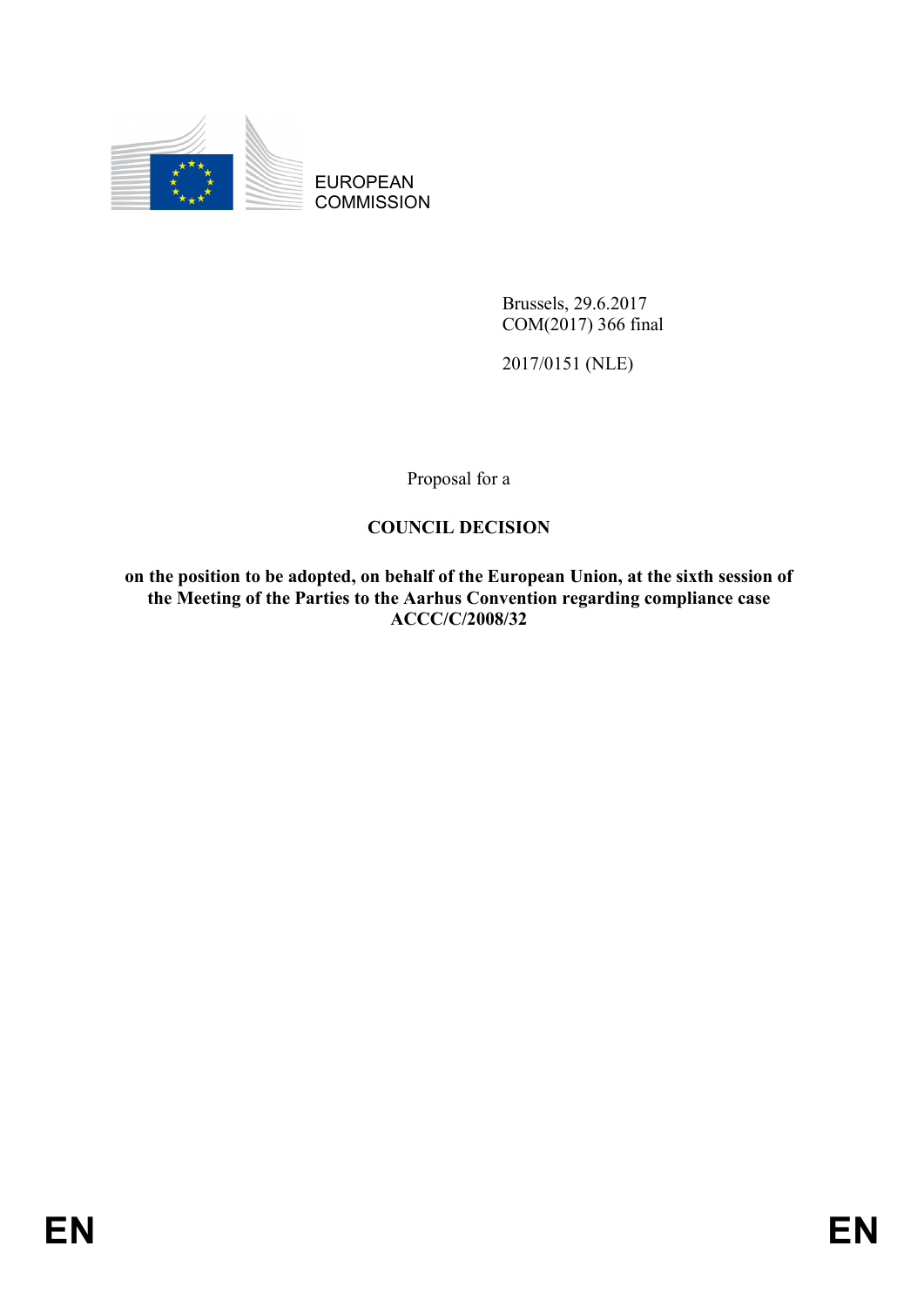EUROPEAN COMMISSION

Brussels, 29.6.2017
COM(2017) 366 final

2017/0151 (NLE)

Proposal for a

**COUNCIL DECISION**

**on the position to be adopted, on behalf of the European Union, at the sixth session of the Meeting of the Parties to the Aarhus Convention regarding compliance case ACCC/C/2008/32**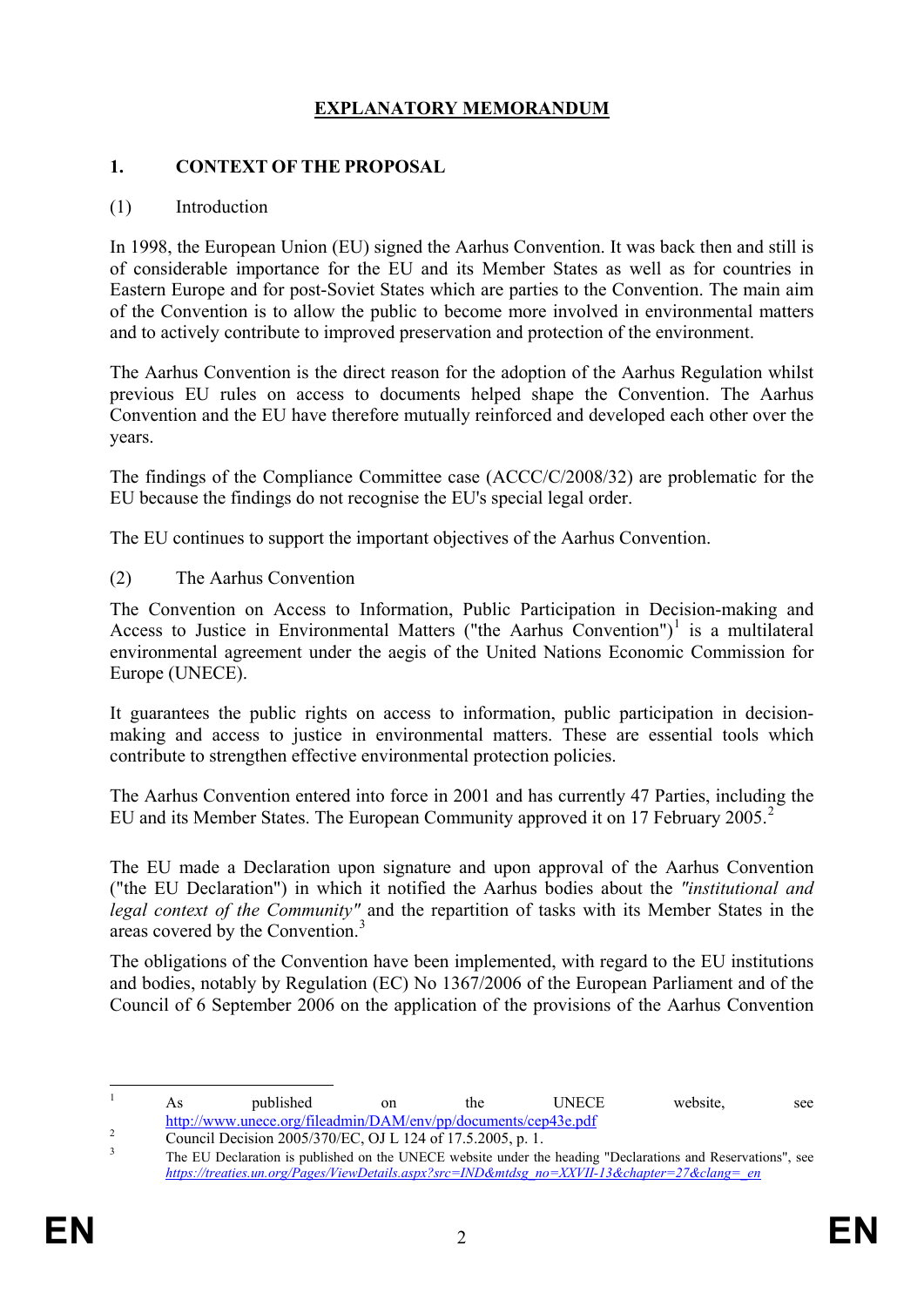# EXPLANATORY MEMORANDUM

## 1. CONTEXT OF THE PROPOSAL

(1) Introduction

In 1998, the European Union (EU) signed the Aarhus Convention. It was back then and still is of considerable importance for the EU and its Member States as well as for countries in Eastern Europe and for post-Soviet States which are parties to the Convention. The main aim of the Convention is to allow the public to become more involved in environmental matters and to actively contribute to improved preservation and protection of the environment.

The Aarhus Convention is the direct reason for the adoption of the Aarhus Regulation whilst previous EU rules on access to documents helped shape the Convention. The Aarhus Convention and the EU have therefore mutually reinforced and developed each other over the years.

The findings of the Compliance Committee case (ACCC/C/2008/32) are problematic for the EU because the findings do not recognise the EU's special legal order.

The EU continues to support the important objectives of the Aarhus Convention.

(2) The Aarhus Convention

The Convention on Access to Information, Public Participation in Decision-making and Access to Justice in Environmental Matters ("the Aarhus Convention")[1] is a multilateral environmental agreement under the aegis of the United Nations Economic Commission for Europe (UNECE).

It guarantees the public rights on access to information, public participation in decision-making and access to justice in environmental matters. These are essential tools which contribute to strengthen effective environmental protection policies.

The Aarhus Convention entered into force in 2001 and has currently 47 Parties, including the EU and its Member States. The European Community approved it on 17 February 2005.[2]

The EU made a Declaration upon signature and upon approval of the Aarhus Convention ("the EU Declaration") in which it notified the Aarhus bodies about the *"institutional and legal context of the Community"* and the repartition of tasks with its Member States in the areas covered by the Convention.[3]

The obligations of the Convention have been implemented, with regard to the EU institutions and bodies, notably by Regulation (EC) No 1367/2006 of the European Parliament and of the Council of 6 September 2006 on the application of the provisions of the Aarhus Convention

---

[1] As published on the UNECE website, see http://www.unece.org/fileadmin/DAM/env/pp/documents/cep43e.pdf

[2] Council Decision 2005/370/EC, OJ L 124 of 17.5.2005, p. 1.

[3] The EU Declaration is published on the UNECE website under the heading "Declarations and Reservations", see *https://treaties.un.org/Pages/ViewDetails.aspx?src=IND&mtdsg_no=XXVII-13&chapter=27&clang=_en*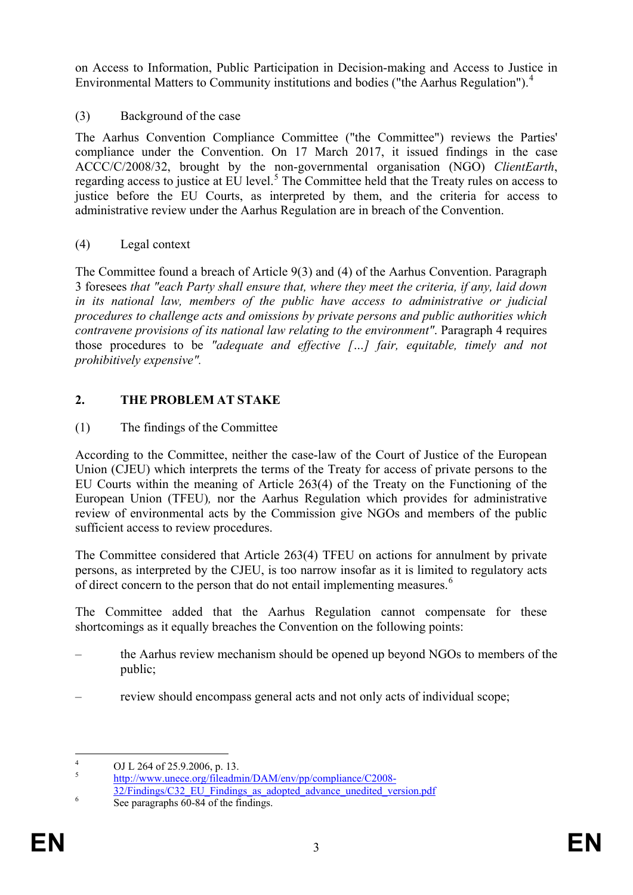on Access to Information, Public Participation in Decision-making and Access to Justice in Environmental Matters to Community institutions and bodies ("the Aarhus Regulation").[4]

(3) Background of the case

The Aarhus Convention Compliance Committee ("the Committee") reviews the Parties' compliance under the Convention. On 17 March 2017, it issued findings in the case ACCC/C/2008/32, brought by the non-governmental organisation (NGO) *ClientEarth*, regarding access to justice at EU level.[5] The Committee held that the Treaty rules on access to justice before the EU Courts, as interpreted by them, and the criteria for access to administrative review under the Aarhus Regulation are in breach of the Convention.

(4) Legal context

The Committee found a breach of Article 9(3) and (4) of the Aarhus Convention. Paragraph 3 foresees *that "each Party shall ensure that, where they meet the criteria, if any, laid down in its national law, members of the public have access to administrative or judicial procedures to challenge acts and omissions by private persons and public authorities which contravene provisions of its national law relating to the environment"*. Paragraph 4 requires those procedures to be *"adequate and effective […] fair, equitable, timely and not prohibitively expensive".*

## 2. THE PROBLEM AT STAKE

(1) The findings of the Committee

According to the Committee, neither the case-law of the Court of Justice of the European Union (CJEU) which interprets the terms of the Treaty for access of private persons to the EU Courts within the meaning of Article 263(4) of the Treaty on the Functioning of the European Union (TFEU)*,* nor the Aarhus Regulation which provides for administrative review of environmental acts by the Commission give NGOs and members of the public sufficient access to review procedures.

The Committee considered that Article 263(4) TFEU on actions for annulment by private persons, as interpreted by the CJEU, is too narrow insofar as it is limited to regulatory acts of direct concern to the person that do not entail implementing measures.[6]

The Committee added that the Aarhus Regulation cannot compensate for these shortcomings as it equally breaches the Convention on the following points:

– the Aarhus review mechanism should be opened up beyond NGOs to members of the public;

– review should encompass general acts and not only acts of individual scope;

---

[4] OJ L 264 of 25.9.2006, p. 13.

[5] http://www.unece.org/fileadmin/DAM/env/pp/compliance/C2008-32/Findings/C32_EU_Findings_as_adopted_advance_unedited_version.pdf

[6] See paragraphs 60-84 of the findings.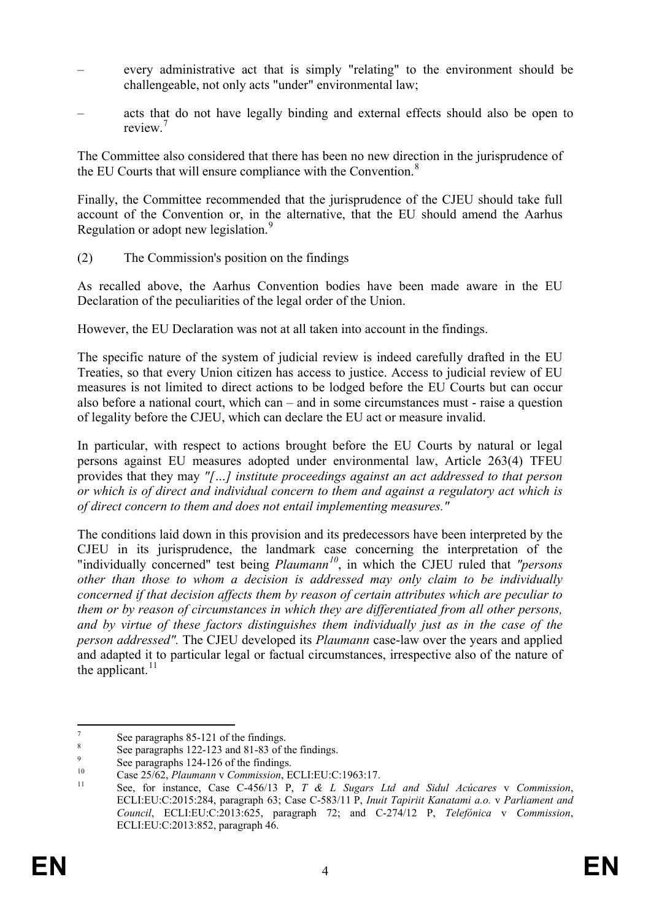– every administrative act that is simply "relating" to the environment should be challengeable, not only acts "under" environmental law;

– acts that do not have legally binding and external effects should also be open to review.[7]

The Committee also considered that there has been no new direction in the jurisprudence of the EU Courts that will ensure compliance with the Convention.[8]

Finally, the Committee recommended that the jurisprudence of the CJEU should take full account of the Convention or, in the alternative, that the EU should amend the Aarhus Regulation or adopt new legislation.[9]

(2) The Commission's position on the findings

As recalled above, the Aarhus Convention bodies have been made aware in the EU Declaration of the peculiarities of the legal order of the Union.

However, the EU Declaration was not at all taken into account in the findings.

The specific nature of the system of judicial review is indeed carefully drafted in the EU Treaties, so that every Union citizen has access to justice. Access to judicial review of EU measures is not limited to direct actions to be lodged before the EU Courts but can occur also before a national court, which can – and in some circumstances must - raise a question of legality before the CJEU, which can declare the EU act or measure invalid.

In particular, with respect to actions brought before the EU Courts by natural or legal persons against EU measures adopted under environmental law, Article 263(4) TFEU provides that they may *"[…] institute proceedings against an act addressed to that person or which is of direct and individual concern to them and against a regulatory act which is of direct concern to them and does not entail implementing measures."*

The conditions laid down in this provision and its predecessors have been interpreted by the CJEU in its jurisprudence, the landmark case concerning the interpretation of the "individually concerned" test being *Plaumann*[10], in which the CJEU ruled that *"persons other than those to whom a decision is addressed may only claim to be individually concerned if that decision affects them by reason of certain attributes which are peculiar to them or by reason of circumstances in which they are differentiated from all other persons, and by virtue of these factors distinguishes them individually just as in the case of the person addressed"*. The CJEU developed its *Plaumann* case-law over the years and applied and adapted it to particular legal or factual circumstances, irrespective also of the nature of the applicant.[11]

---

[7] See paragraphs 85-121 of the findings.

[8] See paragraphs 122-123 and 81-83 of the findings.

[9] See paragraphs 124-126 of the findings.

[10] Case 25/62, *Plaumann* v *Commission*, ECLI:EU:C:1963:17.

[11] See, for instance, Case C-456/13 P, *T & L Sugars Ltd and Sidul Acúcares* v *Commission*, ECLI:EU:C:2015:284, paragraph 63; Case C-583/11 P, *Inuit Tapiriit Kanatami a.o.* v *Parliament and Council*, ECLI:EU:C:2013:625, paragraph 72; and C-274/12 P, *Telefónica* v *Commission*, ECLI:EU:C:2013:852, paragraph 46.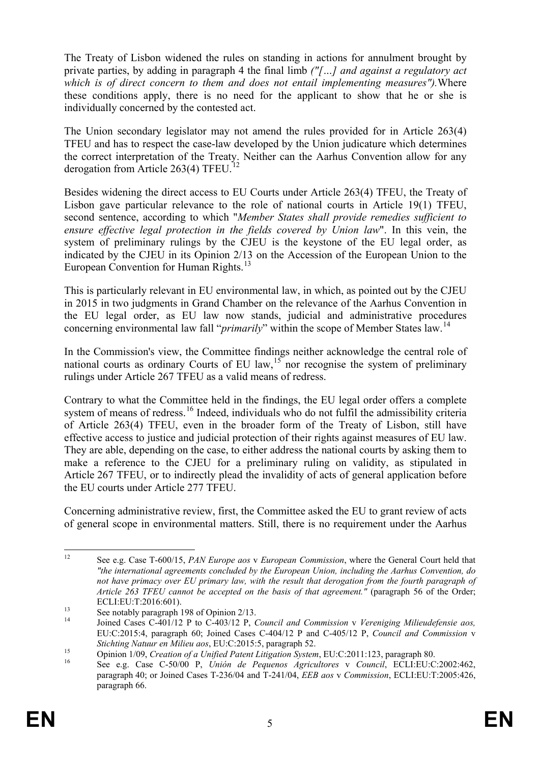The Treaty of Lisbon widened the rules on standing in actions for annulment brought by private parties, by adding in paragraph 4 the final limb *("[…] and against a regulatory act which is of direct concern to them and does not entail implementing measures").*Where these conditions apply, there is no need for the applicant to show that he or she is individually concerned by the contested act.

The Union secondary legislator may not amend the rules provided for in Article 263(4) TFEU and has to respect the case-law developed by the Union judicature which determines the correct interpretation of the Treaty. Neither can the Aarhus Convention allow for any derogation from Article 263(4) TFEU.[12]

Besides widening the direct access to EU Courts under Article 263(4) TFEU, the Treaty of Lisbon gave particular relevance to the role of national courts in Article 19(1) TFEU, second sentence, according to which "*Member States shall provide remedies sufficient to ensure effective legal protection in the fields covered by Union law*". In this vein, the system of preliminary rulings by the CJEU is the keystone of the EU legal order, as indicated by the CJEU in its Opinion 2/13 on the Accession of the European Union to the European Convention for Human Rights.[13]

This is particularly relevant in EU environmental law, in which, as pointed out by the CJEU in 2015 in two judgments in Grand Chamber on the relevance of the Aarhus Convention in the EU legal order, as EU law now stands, judicial and administrative procedures concerning environmental law fall "*primarily*" within the scope of Member States law.[14]

In the Commission's view, the Committee findings neither acknowledge the central role of national courts as ordinary Courts of EU law,[15] nor recognise the system of preliminary rulings under Article 267 TFEU as a valid means of redress.

Contrary to what the Committee held in the findings, the EU legal order offers a complete system of means of redress.[16] Indeed, individuals who do not fulfil the admissibility criteria of Article 263(4) TFEU, even in the broader form of the Treaty of Lisbon, still have effective access to justice and judicial protection of their rights against measures of EU law. They are able, depending on the case, to either address the national courts by asking them to make a reference to the CJEU for a preliminary ruling on validity, as stipulated in Article 267 TFEU, or to indirectly plead the invalidity of acts of general application before the EU courts under Article 277 TFEU.

Concerning administrative review, first, the Committee asked the EU to grant review of acts of general scope in environmental matters. Still, there is no requirement under the Aarhus

---

[12] See e.g. Case T-600/15, *PAN Europe aos* v *European Commission*, where the General Court held that *"the international agreements concluded by the European Union, including the Aarhus Convention, do not have primacy over EU primary law, with the result that derogation from the fourth paragraph of Article 263 TFEU cannot be accepted on the basis of that agreement."* (paragraph 56 of the Order; ECLI:EU:T:2016:601).

[13] See notably paragraph 198 of Opinion 2/13.

[14] Joined Cases C-401/12 P to C-403/12 P, *Council and Commission* v *Vereniging Milieudefensie aos,* EU:C:2015:4, paragraph 60; Joined Cases C-404/12 P and C-405/12 P, *Council and Commission* v *Stichting Natuur en Milieu aos*, EU:C:2015:5, paragraph 52.

[15] Opinion 1/09, *Creation of a Unified Patent Litigation System*, EU:C:2011:123, paragraph 80.

[16] See e.g. Case C-50/00 P, *Unión de Pequenos Agricultores* v *Council*, ECLI:EU:C:2002:462, paragraph 40; or Joined Cases T-236/04 and T-241/04, *EEB aos* v *Commission*, ECLI:EU:T:2005:426, paragraph 66.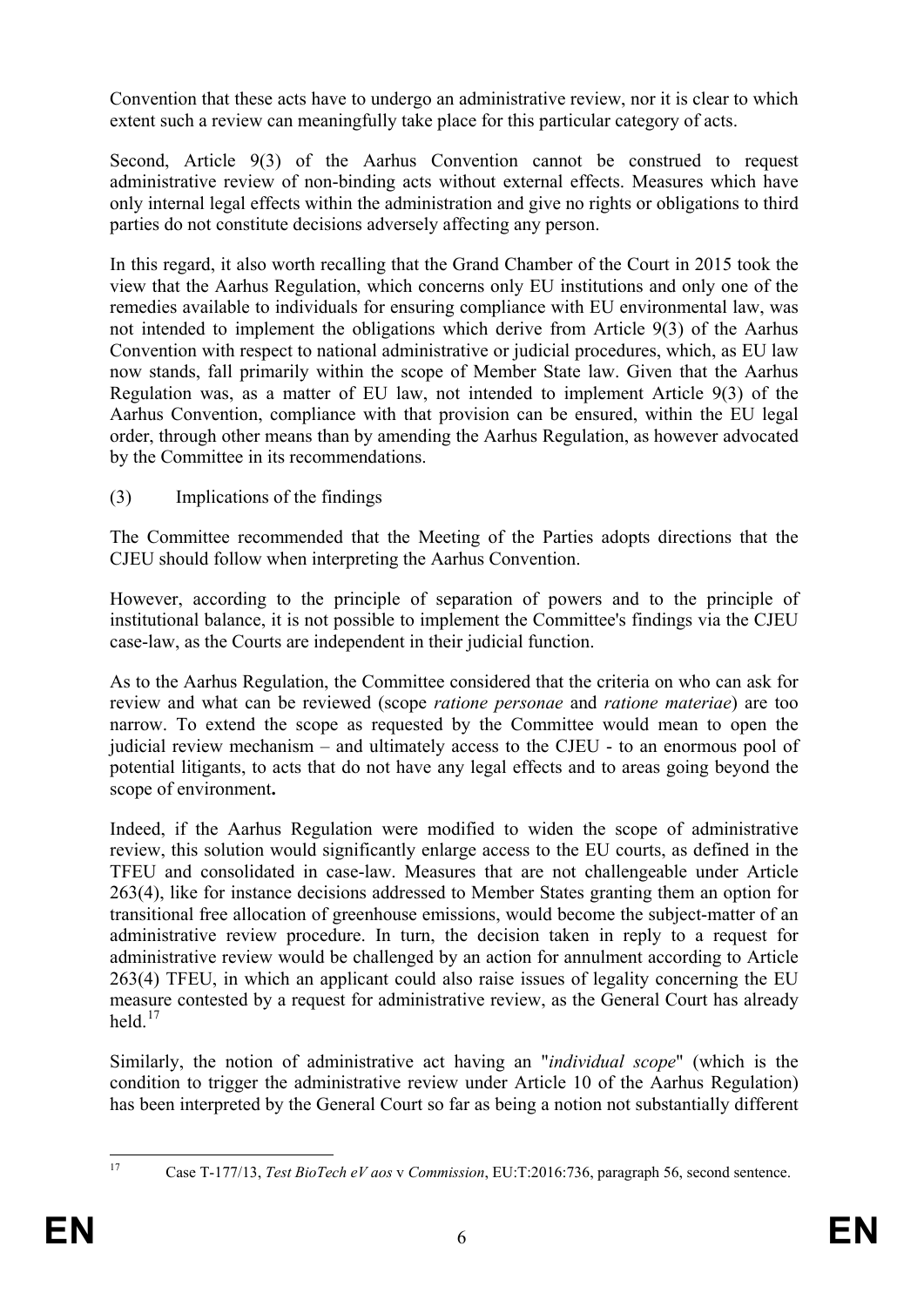Convention that these acts have to undergo an administrative review, nor it is clear to which extent such a review can meaningfully take place for this particular category of acts.

Second, Article 9(3) of the Aarhus Convention cannot be construed to request administrative review of non-binding acts without external effects. Measures which have only internal legal effects within the administration and give no rights or obligations to third parties do not constitute decisions adversely affecting any person.

In this regard, it also worth recalling that the Grand Chamber of the Court in 2015 took the view that the Aarhus Regulation, which concerns only EU institutions and only one of the remedies available to individuals for ensuring compliance with EU environmental law, was not intended to implement the obligations which derive from Article 9(3) of the Aarhus Convention with respect to national administrative or judicial procedures, which, as EU law now stands, fall primarily within the scope of Member State law. Given that the Aarhus Regulation was, as a matter of EU law, not intended to implement Article 9(3) of the Aarhus Convention, compliance with that provision can be ensured, within the EU legal order, through other means than by amending the Aarhus Regulation, as however advocated by the Committee in its recommendations.

(3) Implications of the findings

The Committee recommended that the Meeting of the Parties adopts directions that the CJEU should follow when interpreting the Aarhus Convention.

However, according to the principle of separation of powers and to the principle of institutional balance, it is not possible to implement the Committee's findings via the CJEU case-law, as the Courts are independent in their judicial function.

As to the Aarhus Regulation, the Committee considered that the criteria on who can ask for review and what can be reviewed (scope *ratione personae* and *ratione materiae*) are too narrow. To extend the scope as requested by the Committee would mean to open the judicial review mechanism – and ultimately access to the CJEU - to an enormous pool of potential litigants, to acts that do not have any legal effects and to areas going beyond the scope of environment**.**

Indeed, if the Aarhus Regulation were modified to widen the scope of administrative review, this solution would significantly enlarge access to the EU courts, as defined in the TFEU and consolidated in case-law. Measures that are not challengeable under Article 263(4), like for instance decisions addressed to Member States granting them an option for transitional free allocation of greenhouse emissions, would become the subject-matter of an administrative review procedure. In turn, the decision taken in reply to a request for administrative review would be challenged by an action for annulment according to Article 263(4) TFEU, in which an applicant could also raise issues of legality concerning the EU measure contested by a request for administrative review, as the General Court has already held.[17]

Similarly, the notion of administrative act having an "*individual scope*" (which is the condition to trigger the administrative review under Article 10 of the Aarhus Regulation) has been interpreted by the General Court so far as being a notion not substantially different

---

[17] Case T-177/13, *Test BioTech eV aos* v *Commission*, EU:T:2016:736, paragraph 56, second sentence.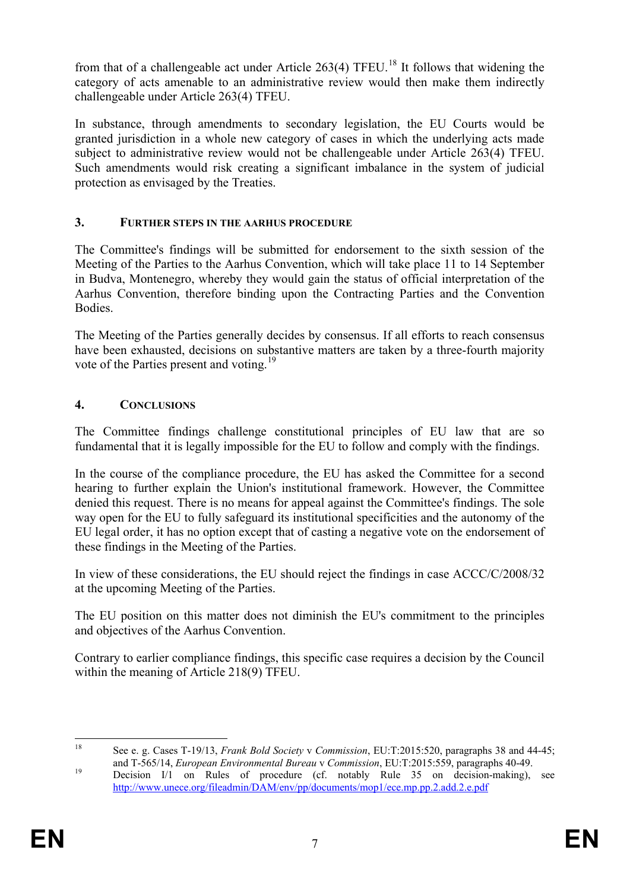from that of a challengeable act under Article 263(4) TFEU.[18] It follows that widening the category of acts amenable to an administrative review would then make them indirectly challengeable under Article 263(4) TFEU.

In substance, through amendments to secondary legislation, the EU Courts would be granted jurisdiction in a whole new category of cases in which the underlying acts made subject to administrative review would not be challengeable under Article 263(4) TFEU. Such amendments would risk creating a significant imbalance in the system of judicial protection as envisaged by the Treaties.

## 3. FURTHER STEPS IN THE AARHUS PROCEDURE

The Committee's findings will be submitted for endorsement to the sixth session of the Meeting of the Parties to the Aarhus Convention, which will take place 11 to 14 September in Budva, Montenegro, whereby they would gain the status of official interpretation of the Aarhus Convention, therefore binding upon the Contracting Parties and the Convention Bodies.

The Meeting of the Parties generally decides by consensus. If all efforts to reach consensus have been exhausted, decisions on substantive matters are taken by a three-fourth majority vote of the Parties present and voting.[19]

## 4. CONCLUSIONS

The Committee findings challenge constitutional principles of EU law that are so fundamental that it is legally impossible for the EU to follow and comply with the findings.

In the course of the compliance procedure, the EU has asked the Committee for a second hearing to further explain the Union's institutional framework. However, the Committee denied this request. There is no means for appeal against the Committee's findings. The sole way open for the EU to fully safeguard its institutional specificities and the autonomy of the EU legal order, it has no option except that of casting a negative vote on the endorsement of these findings in the Meeting of the Parties.

In view of these considerations, the EU should reject the findings in case ACCC/C/2008/32 at the upcoming Meeting of the Parties.

The EU position on this matter does not diminish the EU's commitment to the principles and objectives of the Aarhus Convention.

Contrary to earlier compliance findings, this specific case requires a decision by the Council within the meaning of Article 218(9) TFEU.

---

[18] See e. g. Cases T-19/13, *Frank Bold Society* v *Commission*, EU:T:2015:520, paragraphs 38 and 44-45; and T-565/14, *European Environmental Bureau* v *Commission*, EU:T:2015:559, paragraphs 40-49.

[19] Decision I/1 on Rules of procedure (cf. notably Rule 35 on decision-making), see http://www.unece.org/fileadmin/DAM/env/pp/documents/mop1/ece.mp.pp.2.add.2.e.pdf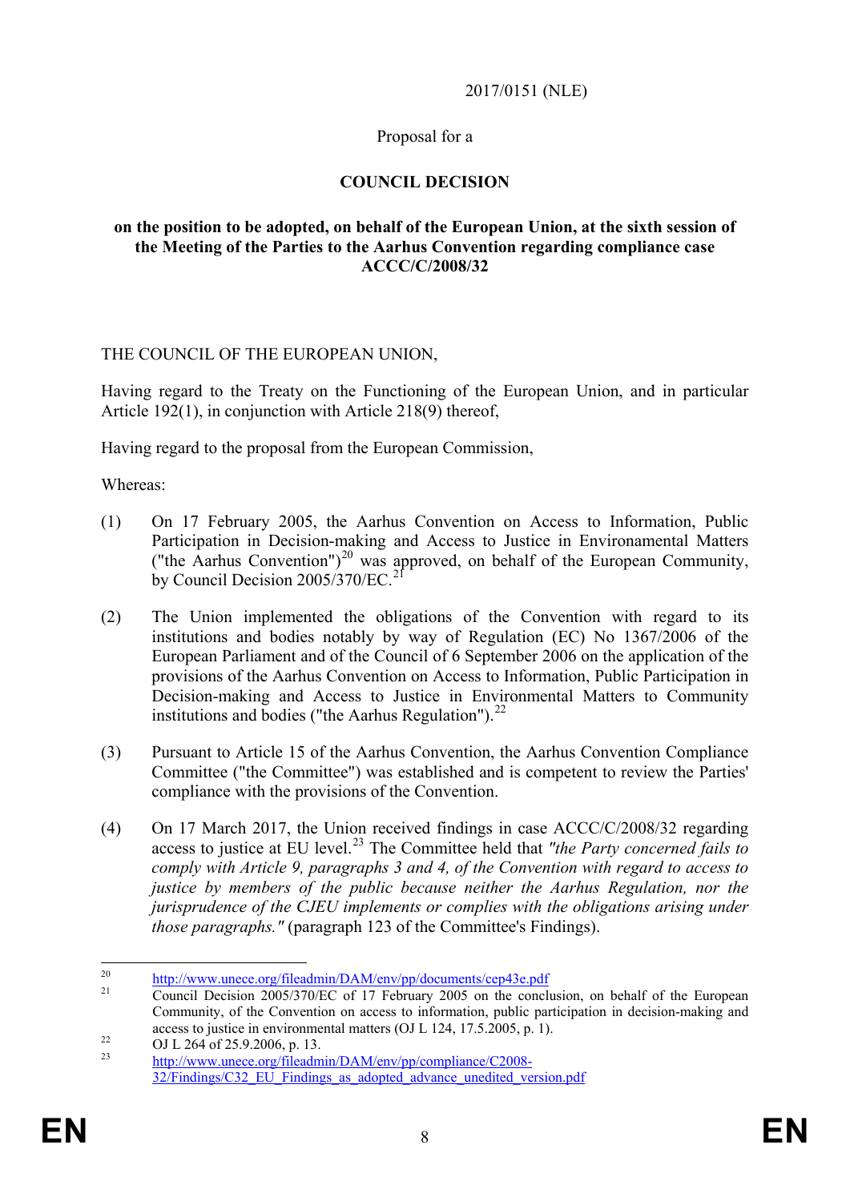2017/0151 (NLE)

Proposal for a

**COUNCIL DECISION**

**on the position to be adopted, on behalf of the European Union, at the sixth session of the Meeting of the Parties to the Aarhus Convention regarding compliance case ACCC/C/2008/32**

THE COUNCIL OF THE EUROPEAN UNION,

Having regard to the Treaty on the Functioning of the European Union, and in particular Article 192(1), in conjunction with Article 218(9) thereof,

Having regard to the proposal from the European Commission,

Whereas:

(1) On 17 February 2005, the Aarhus Convention on Access to Information, Public Participation in Decision-making and Access to Justice in Environmental Matters ("the Aarhus Convention")[20] was approved, on behalf of the European Community, by Council Decision 2005/370/EC.[21]

(2) The Union implemented the obligations of the Convention with regard to its institutions and bodies notably by way of Regulation (EC) No 1367/2006 of the European Parliament and of the Council of 6 September 2006 on the application of the provisions of the Aarhus Convention on Access to Information, Public Participation in Decision-making and Access to Justice in Environmental Matters to Community institutions and bodies ("the Aarhus Regulation").[22]

(3) Pursuant to Article 15 of the Aarhus Convention, the Aarhus Convention Compliance Committee ("the Committee") was established and is competent to review the Parties' compliance with the provisions of the Convention.

(4) On 17 March 2017, the Union received findings in case ACCC/C/2008/32 regarding access to justice at EU level.[23] The Committee held that *"the Party concerned fails to comply with Article 9, paragraphs 3 and 4, of the Convention with regard to access to justice by members of the public because neither the Aarhus Regulation, nor the jurisprudence of the CJEU implements or complies with the obligations arising under those paragraphs."* (paragraph 123 of the Committee's Findings).

---

[20] http://www.unece.org/fileadmin/DAM/env/pp/documents/cep43e.pdf

[21] Council Decision 2005/370/EC of 17 February 2005 on the conclusion, on behalf of the European Community, of the Convention on access to information, public participation in decision-making and access to justice in environmental matters (OJ L 124, 17.5.2005, p. 1).

[22] OJ L 264 of 25.9.2006, p. 13.

[23] http://www.unece.org/fileadmin/DAM/env/pp/compliance/C2008-32/Findings/C32_EU_Findings_as_adopted_advance_unedited_version.pdf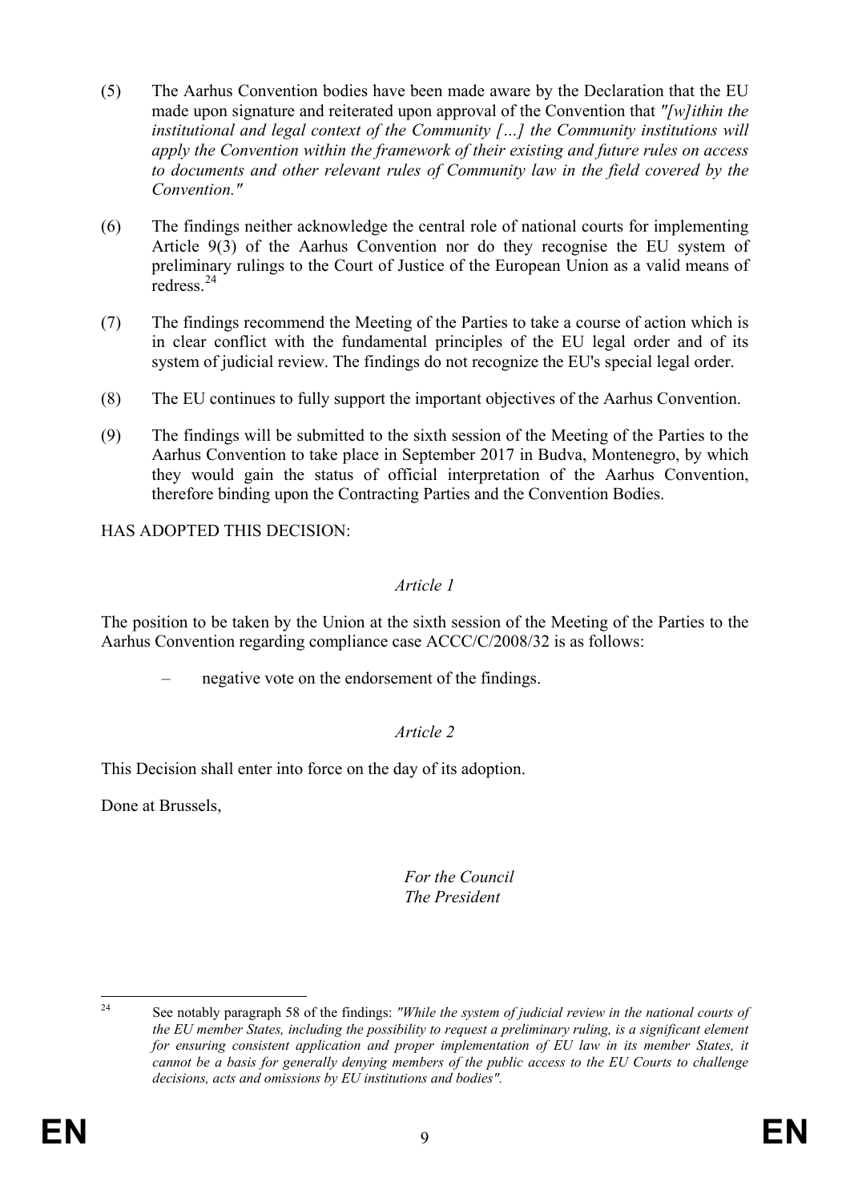(5) The Aarhus Convention bodies have been made aware by the Declaration that the EU made upon signature and reiterated upon approval of the Convention that *"[w]ithin the institutional and legal context of the Community […] the Community institutions will apply the Convention within the framework of their existing and future rules on access to documents and other relevant rules of Community law in the field covered by the Convention."*

(6) The findings neither acknowledge the central role of national courts for implementing Article 9(3) of the Aarhus Convention nor do they recognise the EU system of preliminary rulings to the Court of Justice of the European Union as a valid means of redress.[24]

(7) The findings recommend the Meeting of the Parties to take a course of action which is in clear conflict with the fundamental principles of the EU legal order and of its system of judicial review. The findings do not recognize the EU's special legal order.

(8) The EU continues to fully support the important objectives of the Aarhus Convention.

(9) The findings will be submitted to the sixth session of the Meeting of the Parties to the Aarhus Convention to take place in September 2017 in Budva, Montenegro, by which they would gain the status of official interpretation of the Aarhus Convention, therefore binding upon the Contracting Parties and the Convention Bodies.

HAS ADOPTED THIS DECISION:

*Article 1*

The position to be taken by the Union at the sixth session of the Meeting of the Parties to the Aarhus Convention regarding compliance case ACCC/C/2008/32 is as follows:

– negative vote on the endorsement of the findings.

*Article 2*

This Decision shall enter into force on the day of its adoption.

Done at Brussels,

*For the Council*
*The President*

---

[24] See notably paragraph 58 of the findings: *"While the system of judicial review in the national courts of the EU member States, including the possibility to request a preliminary ruling, is a significant element for ensuring consistent application and proper implementation of EU law in its member States, it cannot be a basis for generally denying members of the public access to the EU Courts to challenge decisions, acts and omissions by EU institutions and bodies".*